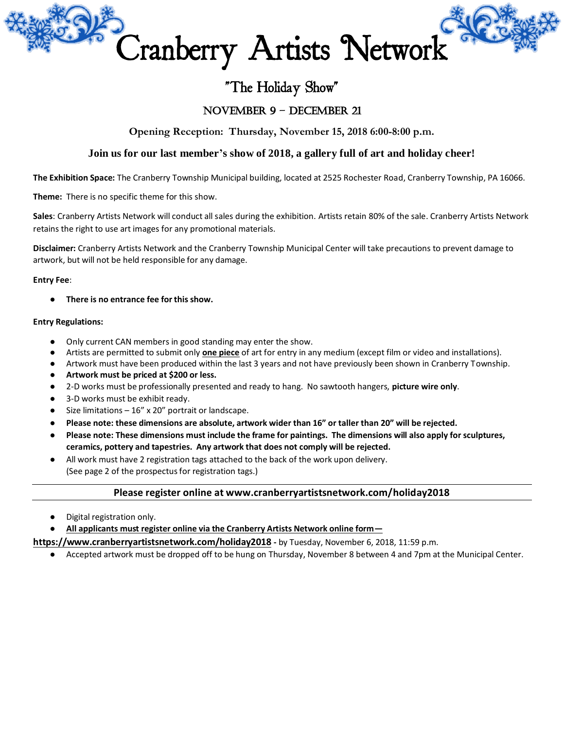# Cranberry Artists Network

## "The Holiday Show"

### November 9 – December 21

**Opening Reception: Thursday, November 15, 2018 6:00-8:00 p.m.**

**Join us for our last member's show of 2018, a gallery full of art and holiday cheer!**

**The Exhibition Space:** The Cranberry Township Municipal building, located at 2525 Rochester Road, Cranberry Township, PA 16066.

**Theme:** There is no specific theme for this show.

**Sales**: Cranberry Artists Network will conduct all sales during the exhibition. Artists retain 80% of the sale. Cranberry Artists Network retains the right to use art images for any promotional materials.

**Disclaimer:** Cranberry Artists Network and the Cranberry Township Municipal Center will take precautions to prevent damage to artwork, but will not be held responsible for any damage.

**Entry Fee**:

- **There is no entrance fee for this show.**

**Entry Regulations:**

- Only current CAN members in good standing may enter the show.
- Artists are permitted to submit only **one piece** of art for entry in any medium (except film or video and installations).
- Artwork must have been produced within the last 3 years and not have previously been shown in Cranberry Township.
- **Artwork must be priced at $200 or less.**
- 2-D works must be professionally presented and ready to hang. No sawtooth hangers, **picture wire only**.
- 3-D works must be exhibit ready.
- Size limitations – 16" x 20" portrait or landscape.
- **Please note: these dimensions are absolute, artwork wider than 16" or taller than 20" will be rejected.**
- **Please note: These dimensions must include the frame for paintings. The dimensions will also apply for sculptures, ceramics, pottery and tapestries. Any artwork that does not comply will be rejected.**
- All work must have 2 registration tags attached to the back of the work upon delivery. (See page 2 of the prospectus for registration tags.)

---

**Please register online at www.cranberryartistsnetwork.com/holiday2018**

---

- Digital registration only.
- **All applicants must register online via the Cranberry Artists Network online form— https://www.cranberryartistsnetwork.com/holiday2018** - by Tuesday, November 6, 2018, 11:59 p.m.
- Accepted artwork must be dropped off to be hung on Thursday, November 8 between 4 and 7pm at the Municipal Center.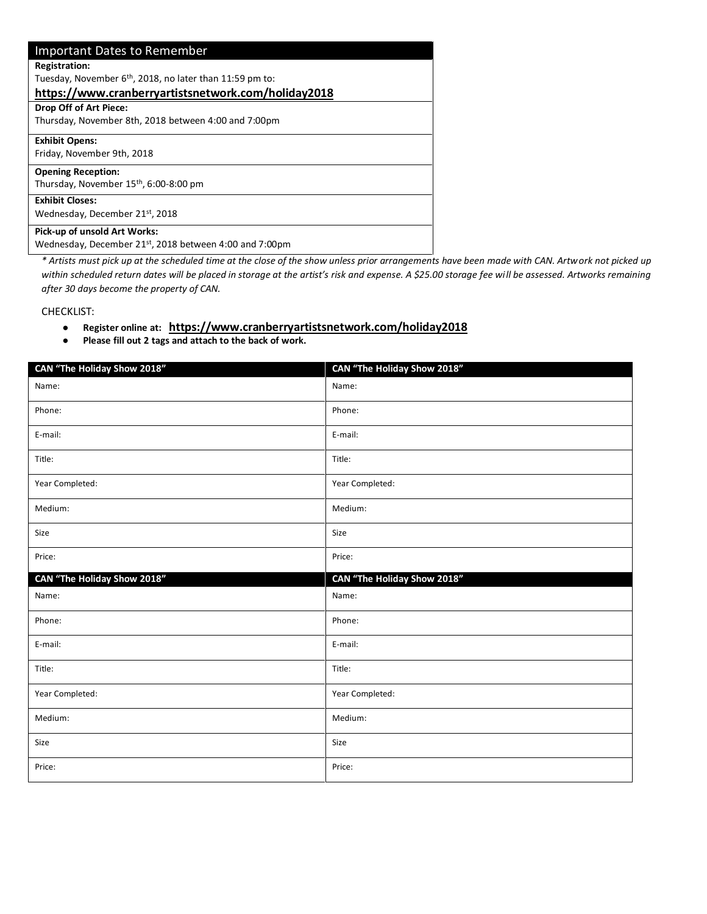| Important Dates to Remember |
|---|
| **Registration:**<br>Tuesday, November 6th, 2018, no later than 11:59 pm to:<br>**https://www.cranberryartistsnetwork.com/holiday2018** |
| **Drop Off of Art Piece:**<br>Thursday, November 8th, 2018 between 4:00 and 7:00pm |
| **Exhibit Opens:**<br>Friday, November 9th, 2018 |
| **Opening Reception:**<br>Thursday, November 15th, 6:00-8:00 pm |
| **Exhibit Closes:**<br>Wednesday, December 21st, 2018 |
| **Pick-up of unsold Art Works:**<br>Wednesday, December 21st, 2018 between 4:00 and 7:00pm |

*\* Artists must pick up at the scheduled time at the close of the show unless prior arrangements have been made with CAN. Artwork not picked up within scheduled return dates will be placed in storage at the artist's risk and expense. A $25.00 storage fee will be assessed. Artworks remaining after 30 days become the property of CAN.*

CHECKLIST:

- **Register online at: https://www.cranberryartistsnetwork.com/holiday2018**
- **Please fill out 2 tags and attach to the back of work.**

| CAN "The Holiday Show 2018" | CAN "The Holiday Show 2018" |
|---|---|
| Name: | Name: |
| Phone: | Phone: |
| E-mail: | E-mail: |
| Title: | Title: |
| Year Completed: | Year Completed: |
| Medium: | Medium: |
| Size | Size |
| Price: | Price: |

| CAN "The Holiday Show 2018" | CAN "The Holiday Show 2018" |
|---|---|
| Name: | Name: |
| Phone: | Phone: |
| E-mail: | E-mail: |
| Title: | Title: |
| Year Completed: | Year Completed: |
| Medium: | Medium: |
| Size | Size |
| Price: | Price: |